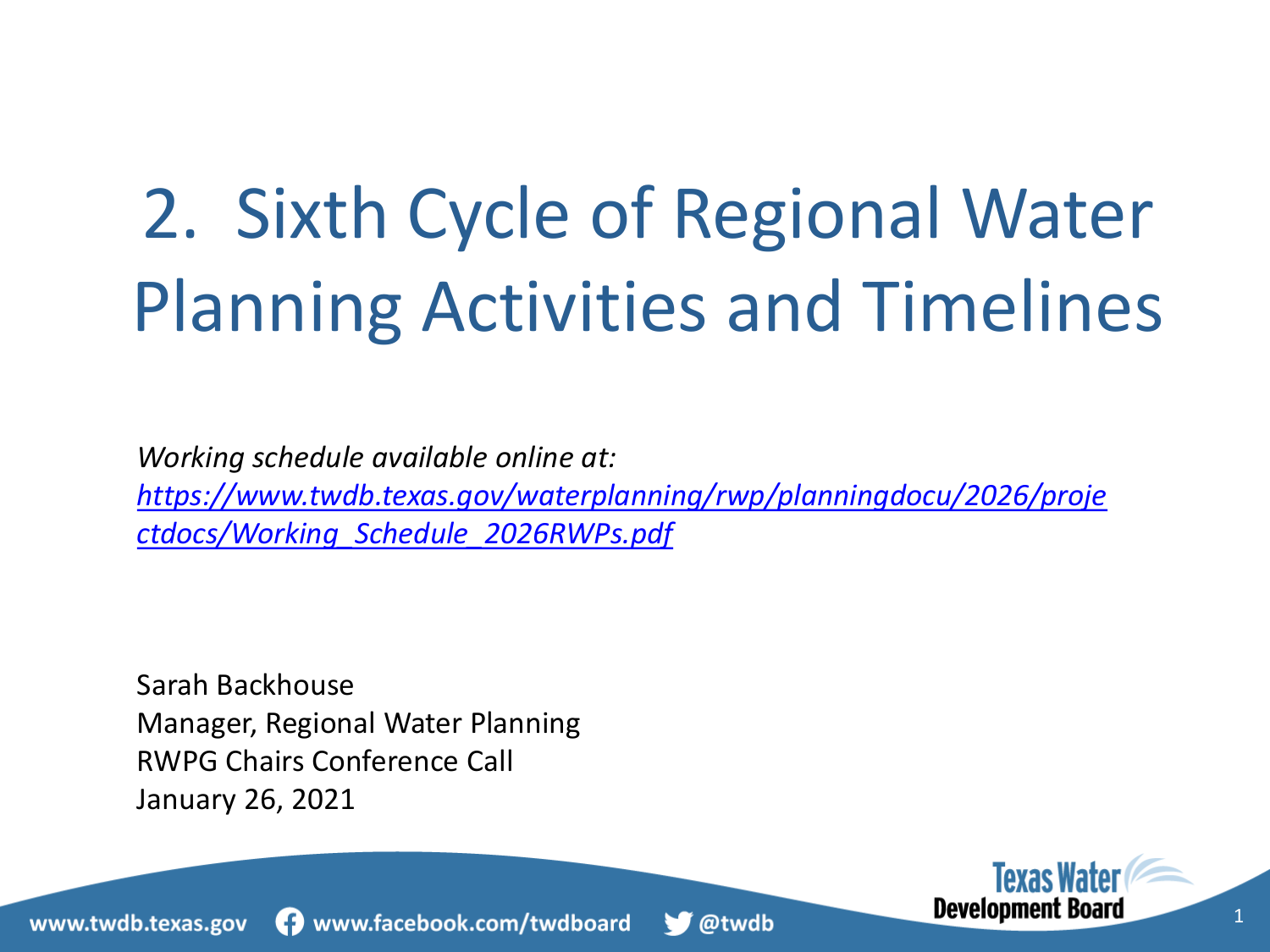# 2. Sixth Cycle of Regional Water Planning Activities and Timelines

*Working schedule available online at:* *[https://www.twdb.texas.gov/waterplanning/rwp/planningdocu/2026/projectdocs/Working_Schedule_2026RWPs.pdf](https://www.twdb.texas.gov/waterplanning/rwp/planningdocu/2026/projectdocs/Working_Schedule_2026RWPs.pdf)*

Sarah Backhouse
Manager, Regional Water Planning
RWPG Chairs Conference Call
January 26, 2021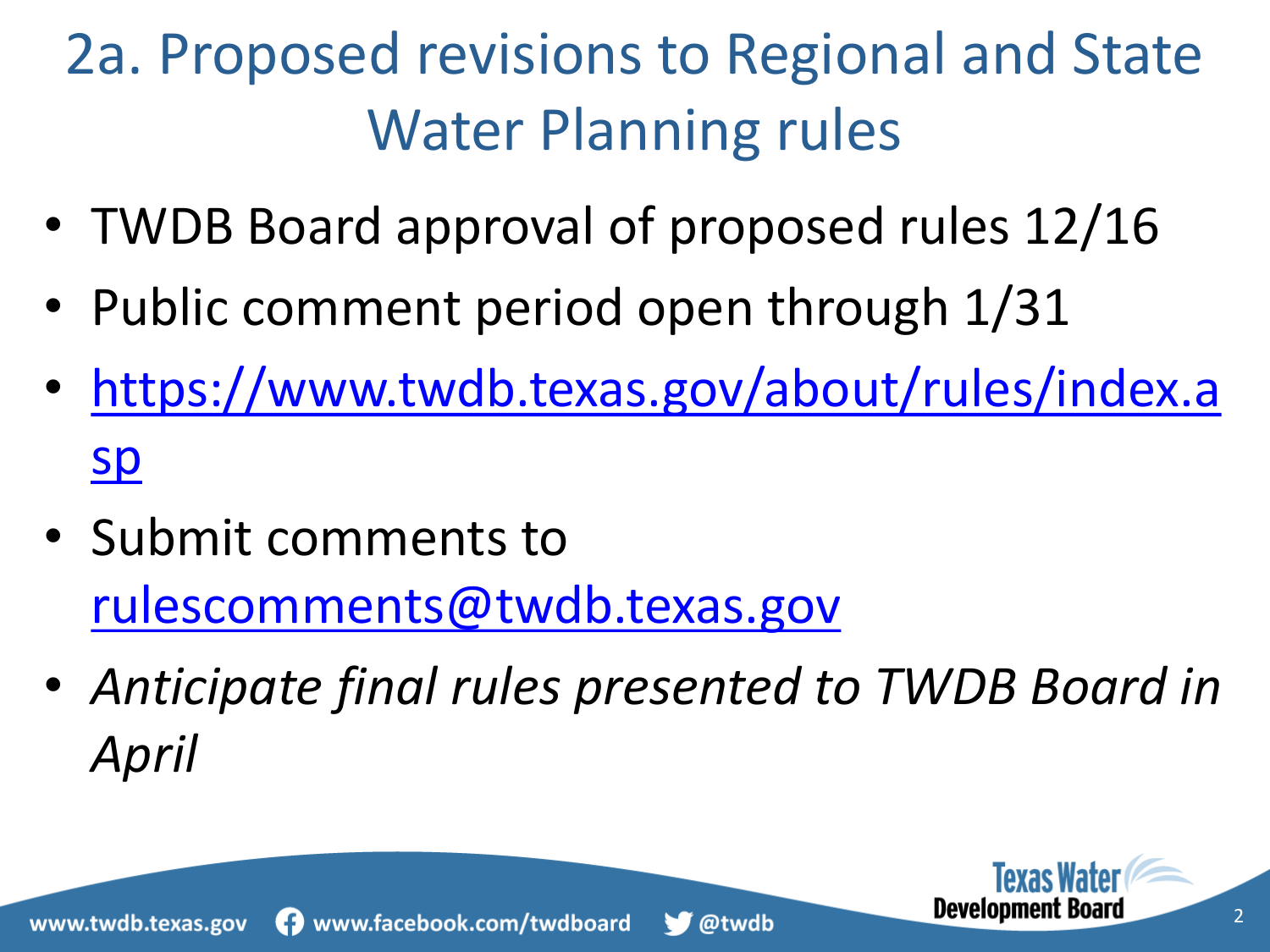# 2a. Proposed revisions to Regional and State Water Planning rules

- TWDB Board approval of proposed rules 12/16
- Public comment period open through 1/31
- https://www.twdb.texas.gov/about/rules/index.asp
- Submit comments to rulescomments@twdb.texas.gov
- *Anticipate final rules presented to TWDB Board in April*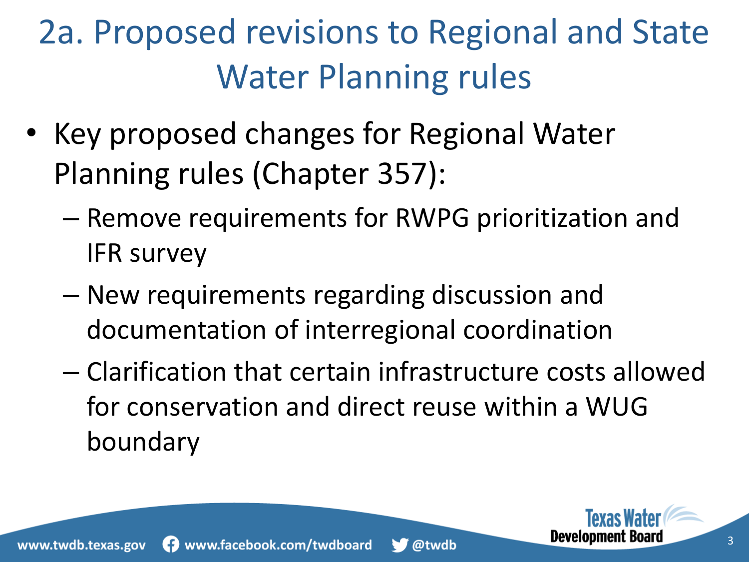# 2a. Proposed revisions to Regional and State Water Planning rules

- Key proposed changes for Regional Water Planning rules (Chapter 357):
  - Remove requirements for RWPG prioritization and IFR survey
  - New requirements regarding discussion and documentation of interregional coordination
  - Clarification that certain infrastructure costs allowed for conservation and direct reuse within a WUG boundary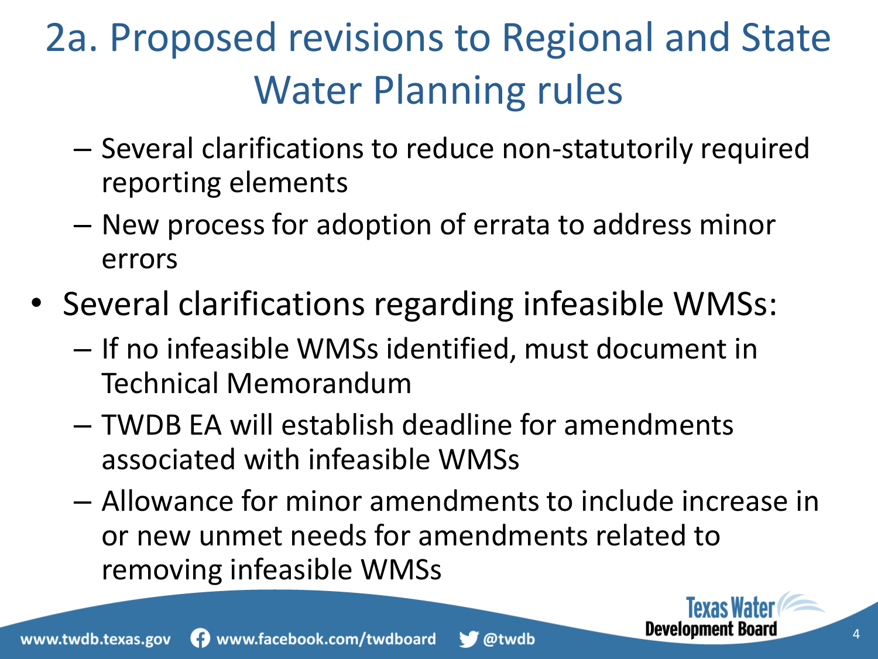# 2a. Proposed revisions to Regional and State Water Planning rules

- Several clarifications to reduce non-statutorily required reporting elements
- New process for adoption of errata to address minor errors

- Several clarifications regarding infeasible WMSs:
  - If no infeasible WMSs identified, must document in Technical Memorandum
  - TWDB EA will establish deadline for amendments associated with infeasible WMSs
  - Allowance for minor amendments to include increase in or new unmet needs for amendments related to removing infeasible WMSs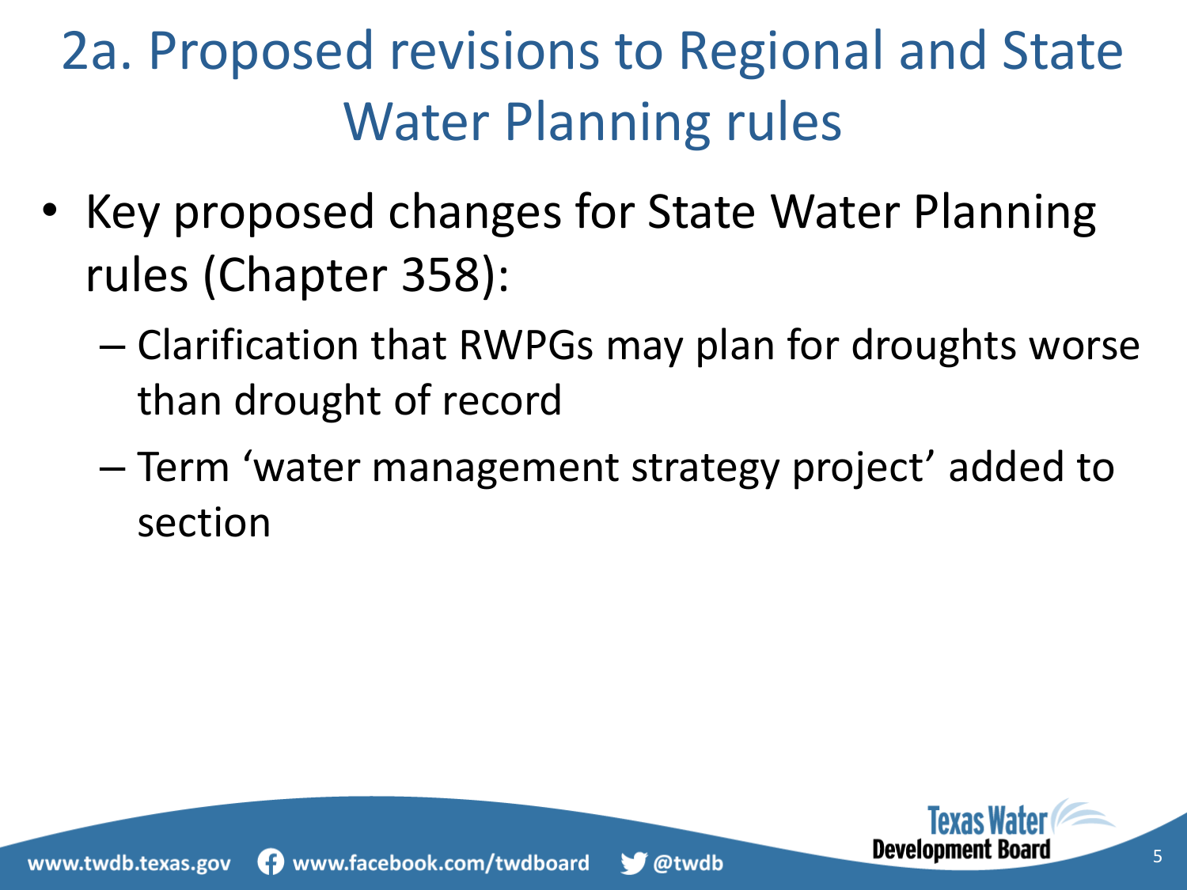# 2a. Proposed revisions to Regional and State Water Planning rules

- Key proposed changes for State Water Planning rules (Chapter 358):
  - Clarification that RWPGs may plan for droughts worse than drought of record
  - Term 'water management strategy project' added to section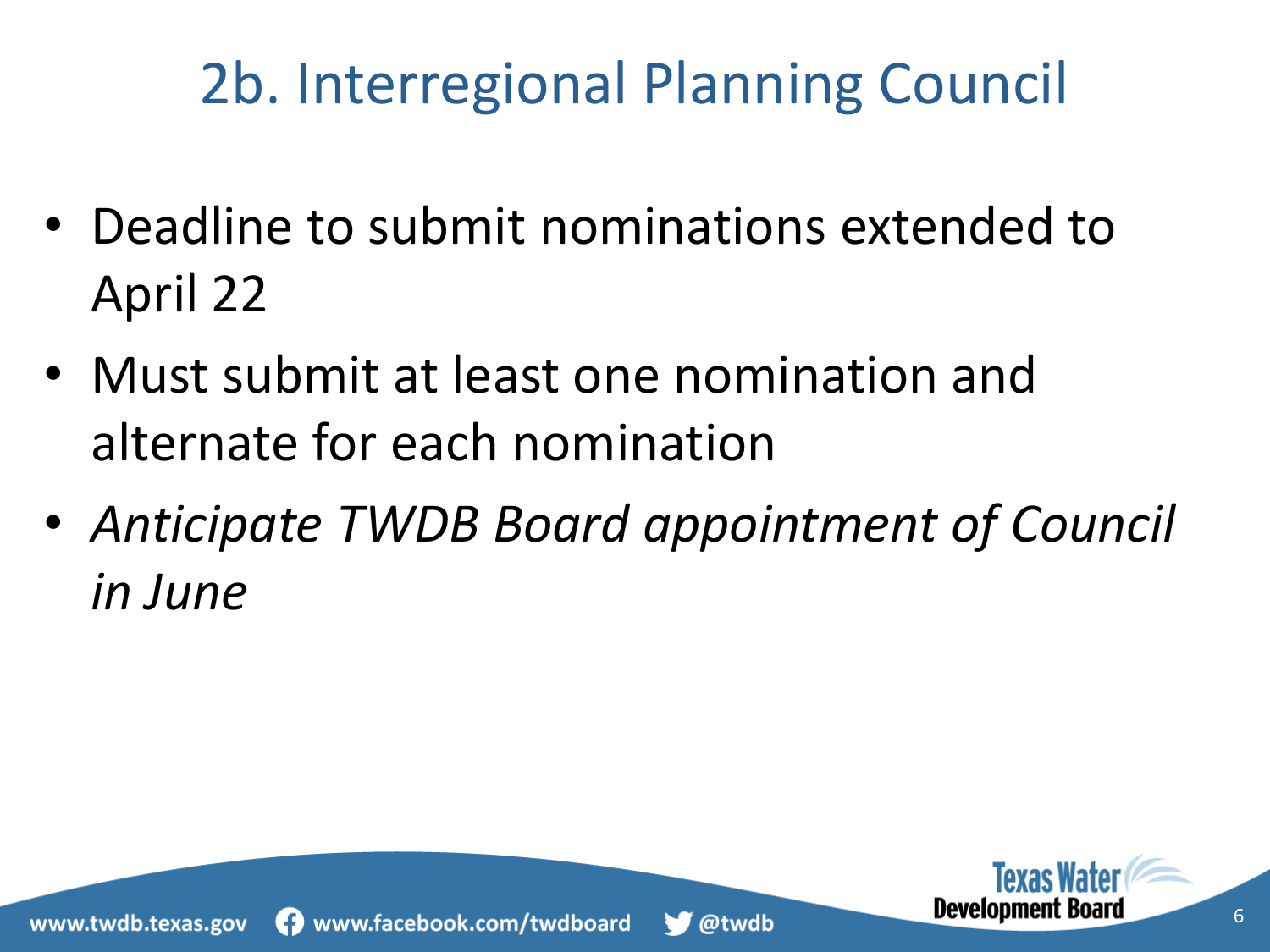# 2b. Interregional Planning Council

- Deadline to submit nominations extended to April 22
- Must submit at least one nomination and alternate for each nomination
- *Anticipate TWDB Board appointment of Council in June*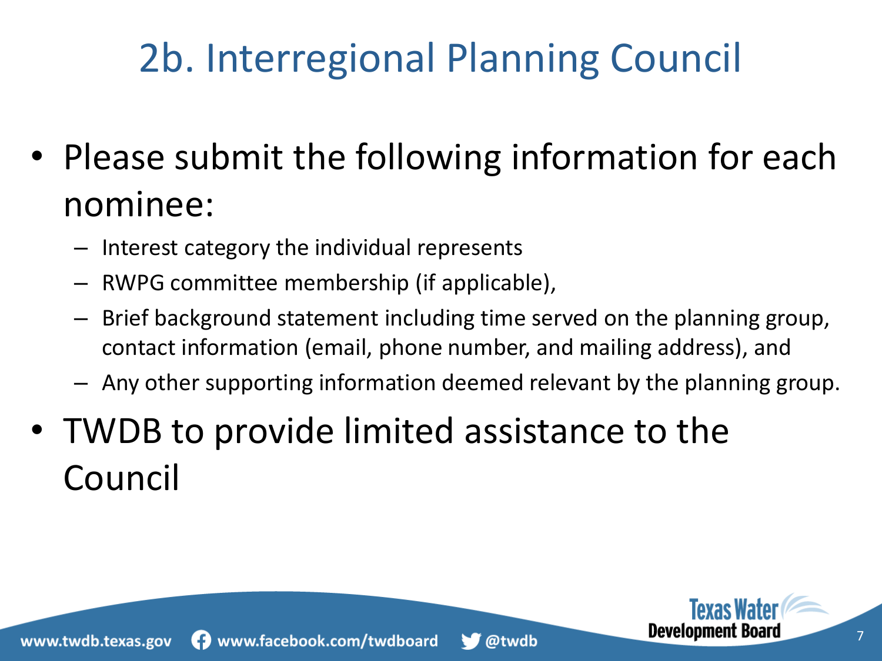# 2b. Interregional Planning Council

- Please submit the following information for each nominee:
  - Interest category the individual represents
  - RWPG committee membership (if applicable),
  - Brief background statement including time served on the planning group, contact information (email, phone number, and mailing address), and
  - Any other supporting information deemed relevant by the planning group.
- TWDB to provide limited assistance to the Council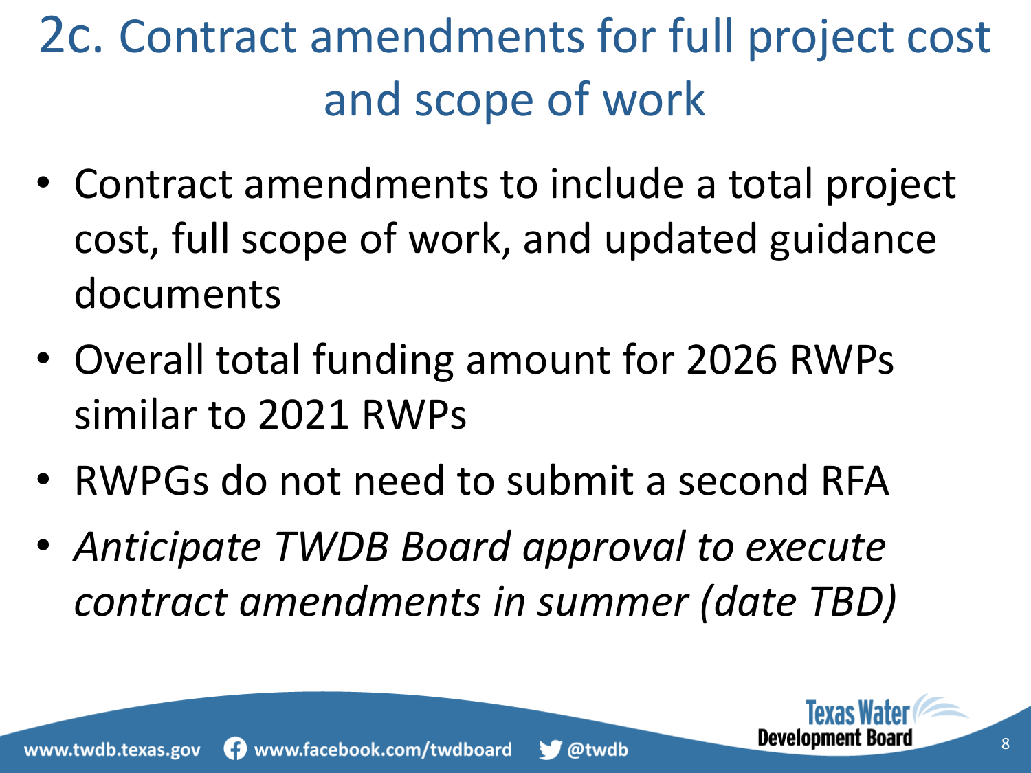# 2c. Contract amendments for full project cost and scope of work

- Contract amendments to include a total project cost, full scope of work, and updated guidance documents
- Overall total funding amount for 2026 RWPs similar to 2021 RWPs
- RWPGs do not need to submit a second RFA
- *Anticipate TWDB Board approval to execute contract amendments in summer (date TBD)*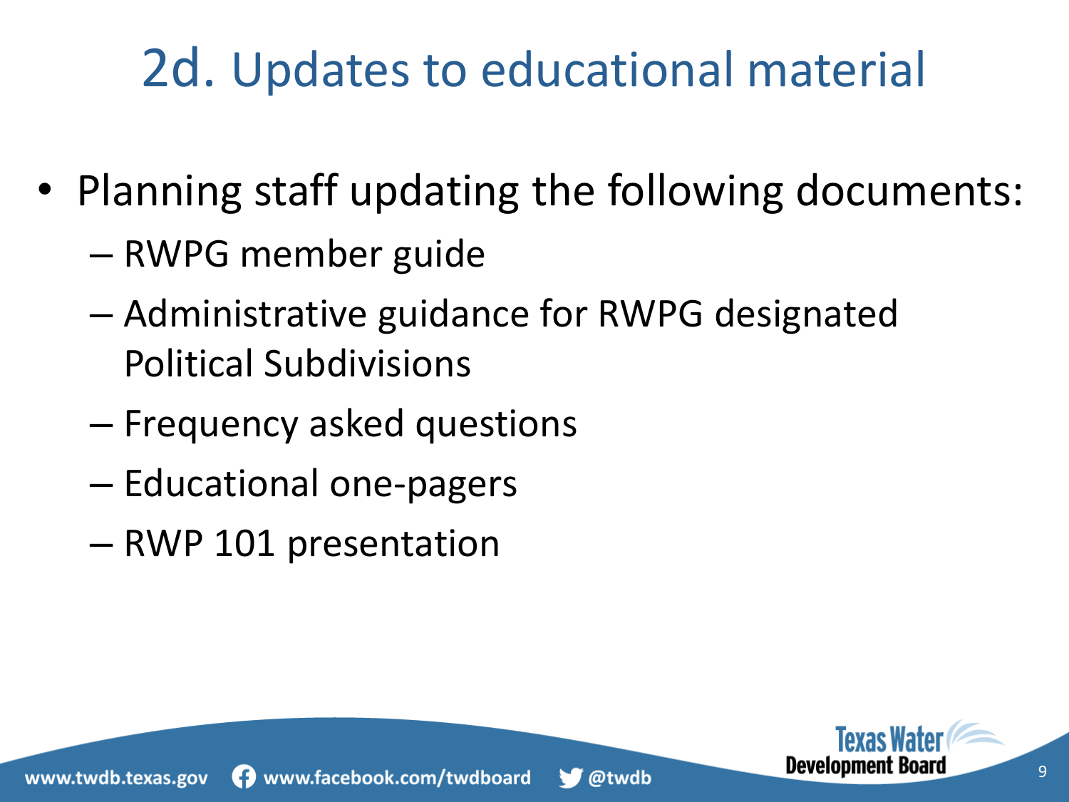# 2d. Updates to educational material

- Planning staff updating the following documents:
  - RWPG member guide
  - Administrative guidance for RWPG designated Political Subdivisions
  - Frequency asked questions
  - Educational one-pagers
  - RWP 101 presentation